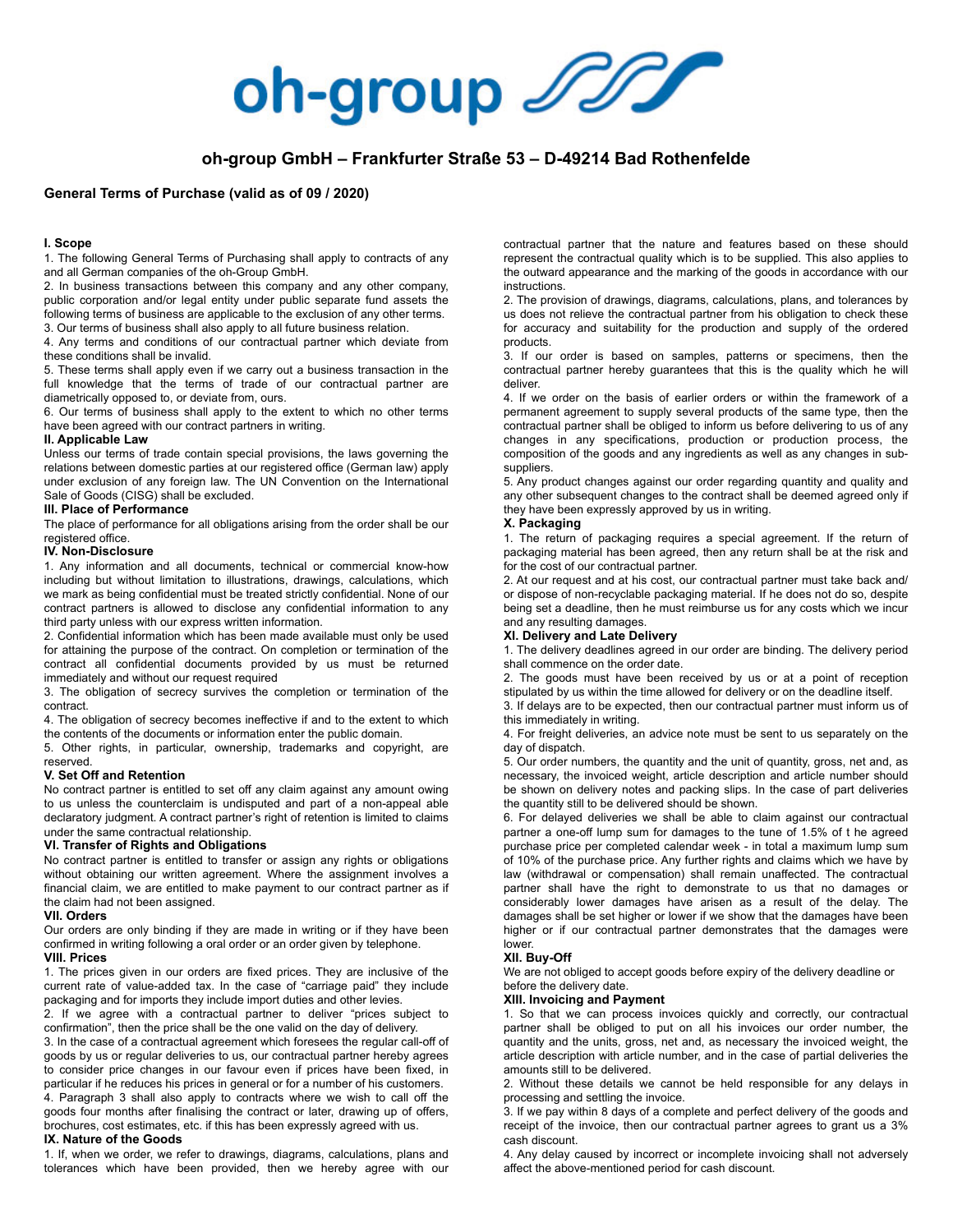# oh-group

**oh-group GmbH – Frankfurter Straße 53 – D-49214 Bad Rothenfelde**

## General Terms of Purchase (valid as of 09 / 2020)

### I. Scope

1. The following General Terms of Purchasing shall apply to contracts of any and all German companies of the oh-Group GmbH.
2. In business transactions between this company and any other company, public corporation and/or legal entity under public separate fund assets the following terms of business are applicable to the exclusion of any other terms.
3. Our terms of business shall also apply to all future business relation.
4. Any terms and conditions of our contractual partner which deviate from these conditions shall be invalid.
5. These terms shall apply even if we carry out a business transaction in the full knowledge that the terms of trade of our contractual partner are diametrically opposed to, or deviate from, ours.
6. Our terms of business shall apply to the extent to which no other terms have been agreed with our contract partners in writing.

### II. Applicable Law

Unless our terms of trade contain special provisions, the laws governing the relations between domestic parties at our registered office (German law) apply under exclusion of any foreign law. The UN Convention on the International Sale of Goods (CISG) shall be excluded.

### III. Place of Performance

The place of performance for all obligations arising from the order shall be our registered office.

### IV. Non-Disclosure

1. Any information and all documents, technical or commercial know-how including but without limitation to illustrations, drawings, calculations, which we mark as being confidential must be treated strictly confidential. None of our contract partners is allowed to disclose any confidential information to any third party unless with our express written information.
2. Confidential information which has been made available must only be used for attaining the purpose of the contract. On completion or termination of the contract all confidential documents provided by us must be returned immediately and without our request required
3. The obligation of secrecy survives the completion or termination of the contract.
4. The obligation of secrecy becomes ineffective if and to the extent to which the contents of the documents or information enter the public domain.
5. Other rights, in particular, ownership, trademarks and copyright, are reserved.

### V. Set Off and Retention

No contract partner is entitled to set off any claim against any amount owing to us unless the counterclaim is undisputed and part of a non-appeal able declaratory judgment. A contract partner's right of retention is limited to claims under the same contractual relationship.

### VI. Transfer of Rights and Obligations

No contract partner is entitled to transfer or assign any rights or obligations without obtaining our written agreement. Where the assignment involves a financial claim, we are entitled to make payment to our contract partner as if the claim had not been assigned.

### VII. Orders

Our orders are only binding if they are made in writing or if they have been confirmed in writing following a oral order or an order given by telephone.

### VIII. Prices

1. The prices given in our orders are fixed prices. They are inclusive of the current rate of value-added tax. In the case of "carriage paid" they include packaging and for imports they include import duties and other levies.
2. If we agree with a contractual partner to deliver "prices subject to confirmation", then the price shall be the one valid on the day of delivery.
3. In the case of a contractual agreement which foresees the regular call-off of goods by us or regular deliveries to us, our contractual partner hereby agrees to consider price changes in our favour even if prices have been fixed, in particular if he reduces his prices in general or for a number of his customers.
4. Paragraph 3 shall also apply to contracts where we wish to call off the goods four months after finalising the contract or later, drawing up of offers, brochures, cost estimates, etc. if this has been expressly agreed with us.

### IX. Nature of the Goods

1. If, when we order, we refer to drawings, diagrams, calculations, plans and tolerances which have been provided, then we hereby agree with our contractual partner that the nature and features based on these should represent the contractual quality which is to be supplied. This also applies to the outward appearance and the marking of the goods in accordance with our instructions.
2. The provision of drawings, diagrams, calculations, plans, and tolerances by us does not relieve the contractual partner from his obligation to check these for accuracy and suitability for the production and supply of the ordered products.
3. If our order is based on samples, patterns or specimens, then the contractual partner hereby guarantees that this is the quality which he will deliver.
4. If we order on the basis of earlier orders or within the framework of a permanent agreement to supply several products of the same type, then the contractual partner shall be obliged to inform us before delivering to us of any changes in any specifications, production or production process, the composition of the goods and any ingredients as well as any changes in sub-suppliers.
5. Any product changes against our order regarding quantity and quality and any other subsequent changes to the contract shall be deemed agreed only if they have been expressly approved by us in writing.

### X. Packaging

1. The return of packaging requires a special agreement. If the return of packaging material has been agreed, then any return shall be at the risk and for the cost of our contractual partner.
2. At our request and at his cost, our contractual partner must take back and/ or dispose of non-recyclable packaging material. If he does not do so, despite being set a deadline, then he must reimburse us for any costs which we incur and any resulting damages.

### XI. Delivery and Late Delivery

1. The delivery deadlines agreed in our order are binding. The delivery period shall commence on the order date.
2. The goods must have been received by us or at a point of reception stipulated by us within the time allowed for delivery or on the deadline itself.
3. If delays are to be expected, then our contractual partner must inform us of this immediately in writing.
4. For freight deliveries, an advice note must be sent to us separately on the day of dispatch.
5. Our order numbers, the quantity and the unit of quantity, gross, net and, as necessary, the invoiced weight, article description and article number should be shown on delivery notes and packing slips. In the case of part deliveries the quantity still to be delivered should be shown.
6. For delayed deliveries we shall be able to claim against our contractual partner a one-off lump sum for damages to the tune of 1.5% of t he agreed purchase price per completed calendar week - in total a maximum lump sum of 10% of the purchase price. Any further rights and claims which we have by law (withdrawal or compensation) shall remain unaffected. The contractual partner shall have the right to demonstrate to us that no damages or considerably lower damages have arisen as a result of the delay. The damages shall be set higher or lower if we show that the damages have been higher or if our contractual partner demonstrates that the damages were lower.

### XII. Buy-Off

We are not obliged to accept goods before expiry of the delivery deadline or before the delivery date.

### XIII. Invoicing and Payment

1. So that we can process invoices quickly and correctly, our contractual partner shall be obliged to put on all his invoices our order number, the quantity and the units, gross, net and, as necessary the invoiced weight, the article description with article number, and in the case of partial deliveries the amounts still to be delivered.
2. Without these details we cannot be held responsible for any delays in processing and settling the invoice.
3. If we pay within 8 days of a complete and perfect delivery of the goods and receipt of the invoice, then our contractual partner agrees to grant us a 3% cash discount.
4. Any delay caused by incorrect or incomplete invoicing shall not adversely affect the above-mentioned period for cash discount.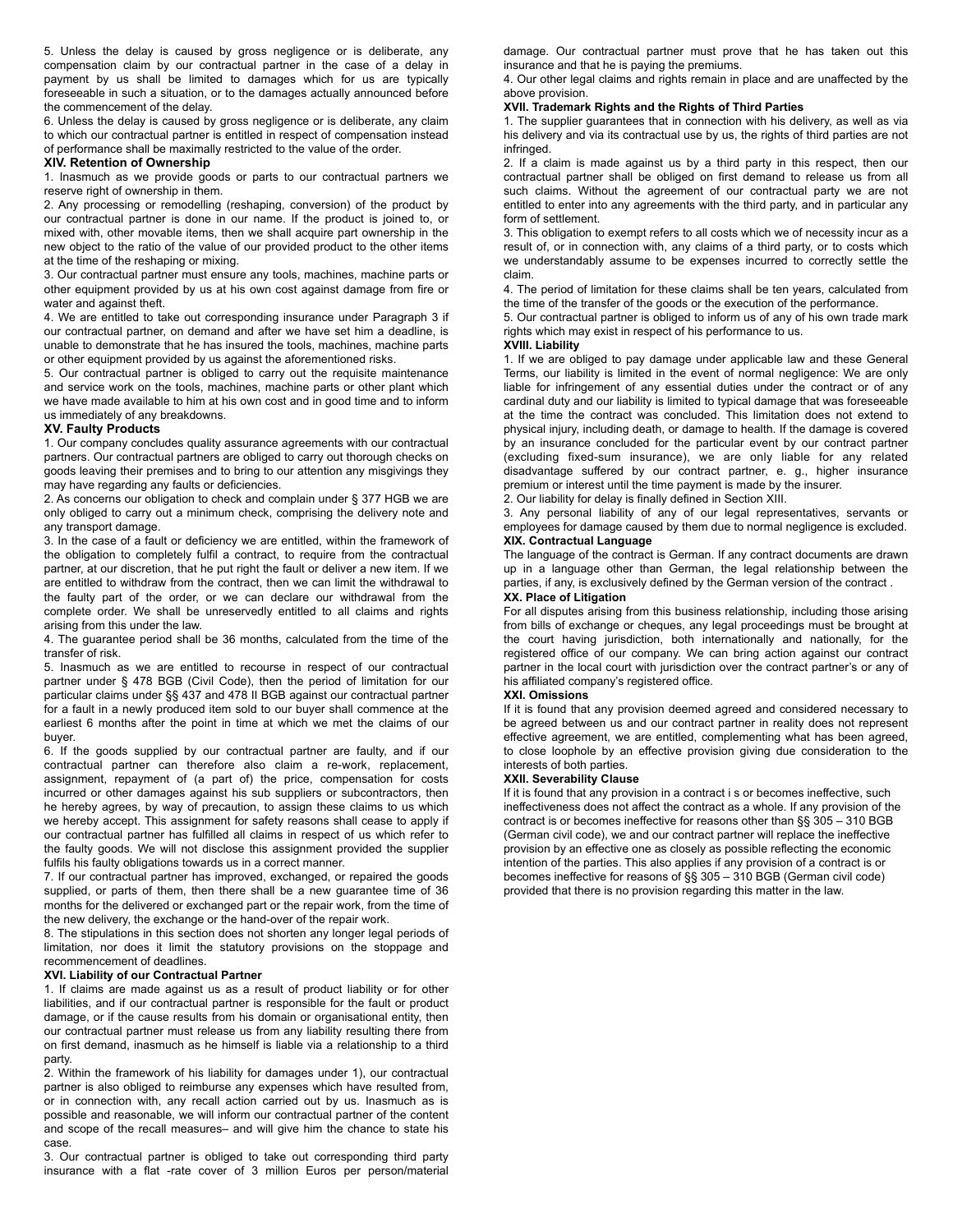5. Unless the delay is caused by gross negligence or is deliberate, any compensation claim by our contractual partner in the case of a delay in payment by us shall be limited to damages which for us are typically foreseeable in such a situation, or to the damages actually announced before the commencement of the delay.

6. Unless the delay is caused by gross negligence or is deliberate, any claim to which our contractual partner is entitled in respect of compensation instead of performance shall be maximally restricted to the value of the order.

**XIV. Retention of Ownership**

1. Inasmuch as we provide goods or parts to our contractual partners we reserve right of ownership in them.

2. Any processing or remodelling (reshaping, conversion) of the product by our contractual partner is done in our name. If the product is joined to, or mixed with, other movable items, then we shall acquire part ownership in the new object to the ratio of the value of our provided product to the other items at the time of the reshaping or mixing.

3. Our contractual partner must ensure any tools, machines, machine parts or other equipment provided by us at his own cost against damage from fire or water and against theft.

4. We are entitled to take out corresponding insurance under Paragraph 3 if our contractual partner, on demand and after we have set him a deadline, is unable to demonstrate that he has insured the tools, machines, machine parts or other equipment provided by us against the aforementioned risks.

5. Our contractual partner is obliged to carry out the requisite maintenance and service work on the tools, machines, machine parts or other plant which we have made available to him at his own cost and in good time and to inform us immediately of any breakdowns.

**XV. Faulty Products**

1. Our company concludes quality assurance agreements with our contractual partners. Our contractual partners are obliged to carry out thorough checks on goods leaving their premises and to bring to our attention any misgivings they may have regarding any faults or deficiencies.

2. As concerns our obligation to check and complain under § 377 HGB we are only obliged to carry out a minimum check, comprising the delivery note and any transport damage.

3. In the case of a fault or deficiency we are entitled, within the framework of the obligation to completely fulfil a contract, to require from the contractual partner, at our discretion, that he put right the fault or deliver a new item. If we are entitled to withdraw from the contract, then we can limit the withdrawal to the faulty part of the order, or we can declare our withdrawal from the complete order. We shall be unreservedly entitled to all claims and rights arising from this under the law.

4. The guarantee period shall be 36 months, calculated from the time of the transfer of risk.

5. Inasmuch as we are entitled to recourse in respect of our contractual partner under § 478 BGB (Civil Code), then the period of limitation for our particular claims under §§ 437 and 478 II BGB against our contractual partner for a fault in a newly produced item sold to our buyer shall commence at the earliest 6 months after the point in time at which we met the claims of our buyer.

6. If the goods supplied by our contractual partner are faulty, and if our contractual partner can therefore also claim a re-work, replacement, assignment, repayment of (a part of) the price, compensation for costs incurred or other damages against his sub suppliers or subcontractors, then he hereby agrees, by way of precaution, to assign these claims to us which we hereby accept. This assignment for safety reasons shall cease to apply if our contractual partner has fulfilled all claims in respect of us which refer to the faulty goods. We will not disclose this assignment provided the supplier fulfils his faulty obligations towards us in a correct manner.

7. If our contractual partner has improved, exchanged, or repaired the goods supplied, or parts of them, then there shall be a new guarantee time of 36 months for the delivered or exchanged part or the repair work, from the time of the new delivery, the exchange or the hand-over of the repair work.

8. The stipulations in this section does not shorten any longer legal periods of limitation, nor does it limit the statutory provisions on the stoppage and recommencement of deadlines.

**XVI. Liability of our Contractual Partner**

1. If claims are made against us as a result of product liability or for other liabilities, and if our contractual partner is responsible for the fault or product damage, or if the cause results from his domain or organisational entity, then our contractual partner must release us from any liability resulting there from on first demand, inasmuch as he himself is liable via a relationship to a third party.

2. Within the framework of his liability for damages under 1), our contractual partner is also obliged to reimburse any expenses which have resulted from, or in connection with, any recall action carried out by us. Inasmuch as is possible and reasonable, we will inform our contractual partner of the content and scope of the recall measures– and will give him the chance to state his case.

3. Our contractual partner is obliged to take out corresponding third party insurance with a flat -rate cover of 3 million Euros per person/material damage. Our contractual partner must prove that he has taken out this insurance and that he is paying the premiums.

4. Our other legal claims and rights remain in place and are unaffected by the above provision.

**XVII. Trademark Rights and the Rights of Third Parties**

1. The supplier guarantees that in connection with his delivery, as well as via his delivery and via its contractual use by us, the rights of third parties are not infringed.

2. If a claim is made against us by a third party in this respect, then our contractual partner shall be obliged on first demand to release us from all such claims. Without the agreement of our contractual party we are not entitled to enter into any agreements with the third party, and in particular any form of settlement.

3. This obligation to exempt refers to all costs which we of necessity incur as a result of, or in connection with, any claims of a third party, or to costs which we understandably assume to be expenses incurred to correctly settle the claim.

4. The period of limitation for these claims shall be ten years, calculated from the time of the transfer of the goods or the execution of the performance.

5. Our contractual partner is obliged to inform us of any of his own trade mark rights which may exist in respect of his performance to us.

**XVIII. Liability**

1. If we are obliged to pay damage under applicable law and these General Terms, our liability is limited in the event of normal negligence: We are only liable for infringement of any essential duties under the contract or of any cardinal duty and our liability is limited to typical damage that was foreseeable at the time the contract was concluded. This limitation does not extend to physical injury, including death, or damage to health. If the damage is covered by an insurance concluded for the particular event by our contract partner (excluding fixed-sum insurance), we are only liable for any related disadvantage suffered by our contract partner, e. g., higher insurance premium or interest until the time payment is made by the insurer.

2. Our liability for delay is finally defined in Section XIII.

3. Any personal liability of any of our legal representatives, servants or employees for damage caused by them due to normal negligence is excluded.

**XIX. Contractual Language**

The language of the contract is German. If any contract documents are drawn up in a language other than German, the legal relationship between the parties, if any, is exclusively defined by the German version of the contract .

**XX. Place of Litigation**

For all disputes arising from this business relationship, including those arising from bills of exchange or cheques, any legal proceedings must be brought at the court having jurisdiction, both internationally and nationally, for the registered office of our company. We can bring action against our contract partner in the local court with jurisdiction over the contract partner's or any of his affiliated company's registered office.

**XXI. Omissions**

If it is found that any provision deemed agreed and considered necessary to be agreed between us and our contract partner in reality does not represent effective agreement, we are entitled, complementing what has been agreed, to close loophole by an effective provision giving due consideration to the interests of both parties.

**XXII. Severability Clause**

If it is found that any provision in a contract i s or becomes ineffective, such ineffectiveness does not affect the contract as a whole. If any provision of the contract is or becomes ineffective for reasons other than §§ 305 – 310 BGB (German civil code), we and our contract partner will replace the ineffective provision by an effective one as closely as possible reflecting the economic intention of the parties. This also applies if any provision of a contract is or becomes ineffective for reasons of §§ 305 – 310 BGB (German civil code) provided that there is no provision regarding this matter in the law.